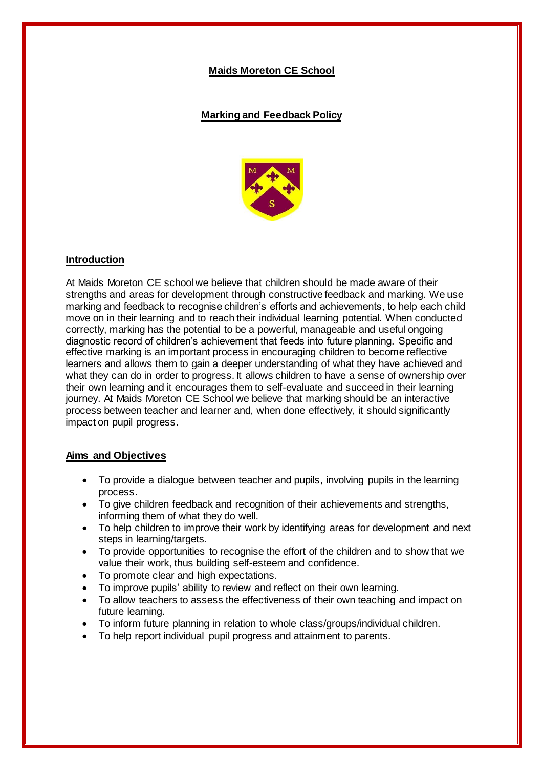# Maids Moreton CE School

## Marking and Feedback Policy

### Introduction

At Maids Moreton CE school we believe that children should be made aware of their strengths and areas for development through constructive feedback and marking. We use marking and feedback to recognise children's efforts and achievements, to help each child move on in their learning and to reach their individual learning potential. When conducted correctly, marking has the potential to be a powerful, manageable and useful ongoing diagnostic record of children's achievement that feeds into future planning. Specific and effective marking is an important process in encouraging children to become reflective learners and allows them to gain a deeper understanding of what they have achieved and what they can do in order to progress. It allows children to have a sense of ownership over their own learning and it encourages them to self-evaluate and succeed in their learning journey. At Maids Moreton CE School we believe that marking should be an interactive process between teacher and learner and, when done effectively, it should significantly impact on pupil progress.

### Aims and Objectives

- To provide a dialogue between teacher and pupils, involving pupils in the learning process.
- To give children feedback and recognition of their achievements and strengths, informing them of what they do well.
- To help children to improve their work by identifying areas for development and next steps in learning/targets.
- To provide opportunities to recognise the effort of the children and to show that we value their work, thus building self-esteem and confidence.
- To promote clear and high expectations.
- To improve pupils' ability to review and reflect on their own learning.
- To allow teachers to assess the effectiveness of their own teaching and impact on future learning.
- To inform future planning in relation to whole class/groups/individual children.
- To help report individual pupil progress and attainment to parents.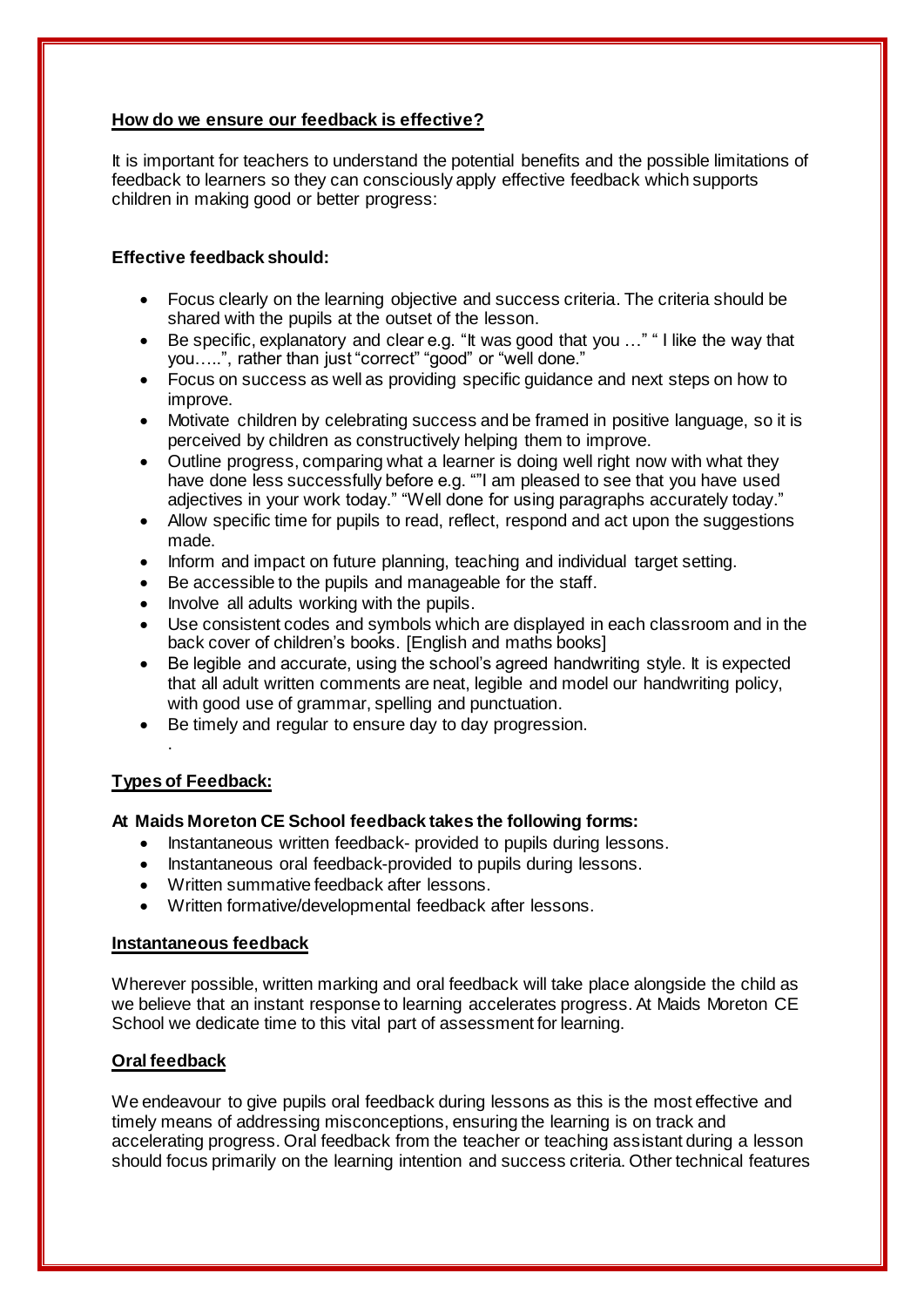## How do we ensure our feedback is effective?

It is important for teachers to understand the potential benefits and the possible limitations of feedback to learners so they can consciously apply effective feedback which supports children in making good or better progress:

**Effective feedback should:**

- Focus clearly on the learning objective and success criteria. The criteria should be shared with the pupils at the outset of the lesson.
- Be specific, explanatory and clear e.g. "It was good that you …" " I like the way that you…..", rather than just "correct" "good" or "well done."
- Focus on success as well as providing specific guidance and next steps on how to improve.
- Motivate children by celebrating success and be framed in positive language, so it is perceived by children as constructively helping them to improve.
- Outline progress, comparing what a learner is doing well right now with what they have done less successfully before e.g. ""I am pleased to see that you have used adjectives in your work today." "Well done for using paragraphs accurately today."
- Allow specific time for pupils to read, reflect, respond and act upon the suggestions made.
- Inform and impact on future planning, teaching and individual target setting.
- Be accessible to the pupils and manageable for the staff.
- Involve all adults working with the pupils.
- Use consistent codes and symbols which are displayed in each classroom and in the back cover of children's books. [English and maths books]
- Be legible and accurate, using the school's agreed handwriting style. It is expected that all adult written comments are neat, legible and model our handwriting policy, with good use of grammar, spelling and punctuation.
- Be timely and regular to ensure day to day progression.

.

## Types of Feedback:

**At Maids Moreton CE School feedback takes the following forms:**

- Instantaneous written feedback- provided to pupils during lessons.
- Instantaneous oral feedback-provided to pupils during lessons.
- Written summative feedback after lessons.
- Written formative/developmental feedback after lessons.

## Instantaneous feedback

Wherever possible, written marking and oral feedback will take place alongside the child as we believe that an instant response to learning accelerates progress. At Maids Moreton CE School we dedicate time to this vital part of assessment for learning.

## Oral feedback

We endeavour to give pupils oral feedback during lessons as this is the most effective and timely means of addressing misconceptions, ensuring the learning is on track and accelerating progress. Oral feedback from the teacher or teaching assistant during a lesson should focus primarily on the learning intention and success criteria. Other technical features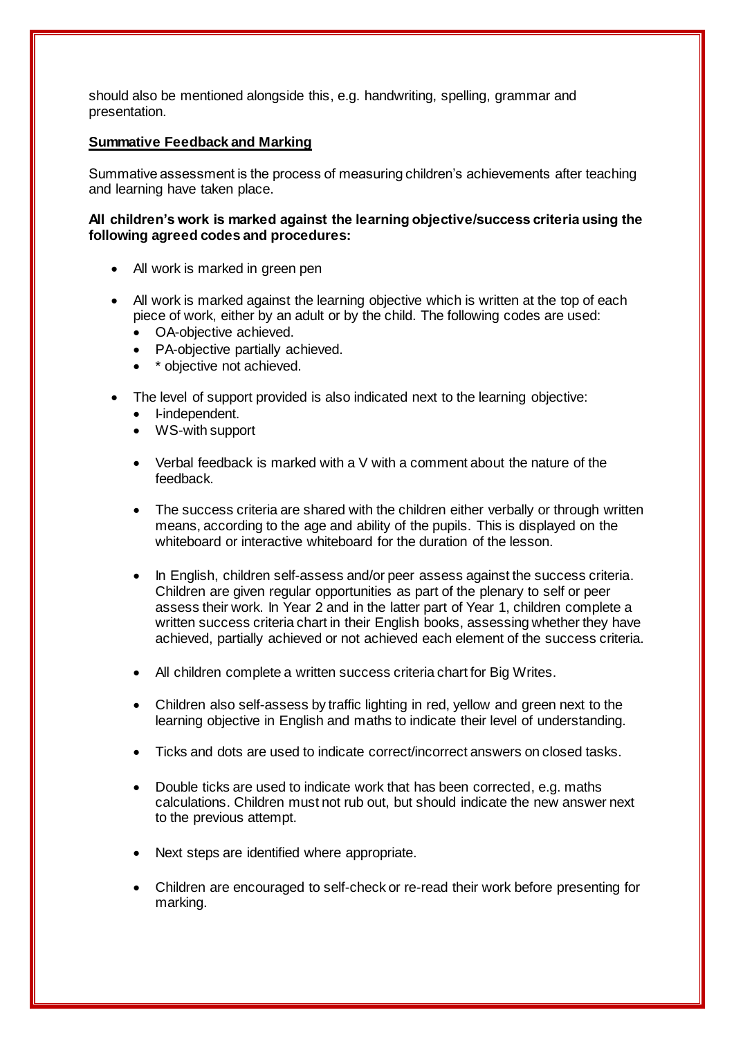should also be mentioned alongside this, e.g. handwriting, spelling, grammar and presentation.

## Summative Feedback and Marking

Summative assessment is the process of measuring children's achievements after teaching and learning have taken place.

**All children's work is marked against the learning objective/success criteria using the following agreed codes and procedures:**

- All work is marked in green pen
- All work is marked against the learning objective which is written at the top of each piece of work, either by an adult or by the child. The following codes are used:
  - OA-objective achieved.
  - PA-objective partially achieved.
  - * objective not achieved.
- The level of support provided is also indicated next to the learning objective:
  - I-independent.
  - WS-with support
  - Verbal feedback is marked with a V with a comment about the nature of the feedback.
  - The success criteria are shared with the children either verbally or through written means, according to the age and ability of the pupils. This is displayed on the whiteboard or interactive whiteboard for the duration of the lesson.
  - In English, children self-assess and/or peer assess against the success criteria. Children are given regular opportunities as part of the plenary to self or peer assess their work. In Year 2 and in the latter part of Year 1, children complete a written success criteria chart in their English books, assessing whether they have achieved, partially achieved or not achieved each element of the success criteria.
  - All children complete a written success criteria chart for Big Writes.
  - Children also self-assess by traffic lighting in red, yellow and green next to the learning objective in English and maths to indicate their level of understanding.
  - Ticks and dots are used to indicate correct/incorrect answers on closed tasks.
  - Double ticks are used to indicate work that has been corrected, e.g. maths calculations. Children must not rub out, but should indicate the new answer next to the previous attempt.
  - Next steps are identified where appropriate.
  - Children are encouraged to self-check or re-read their work before presenting for marking.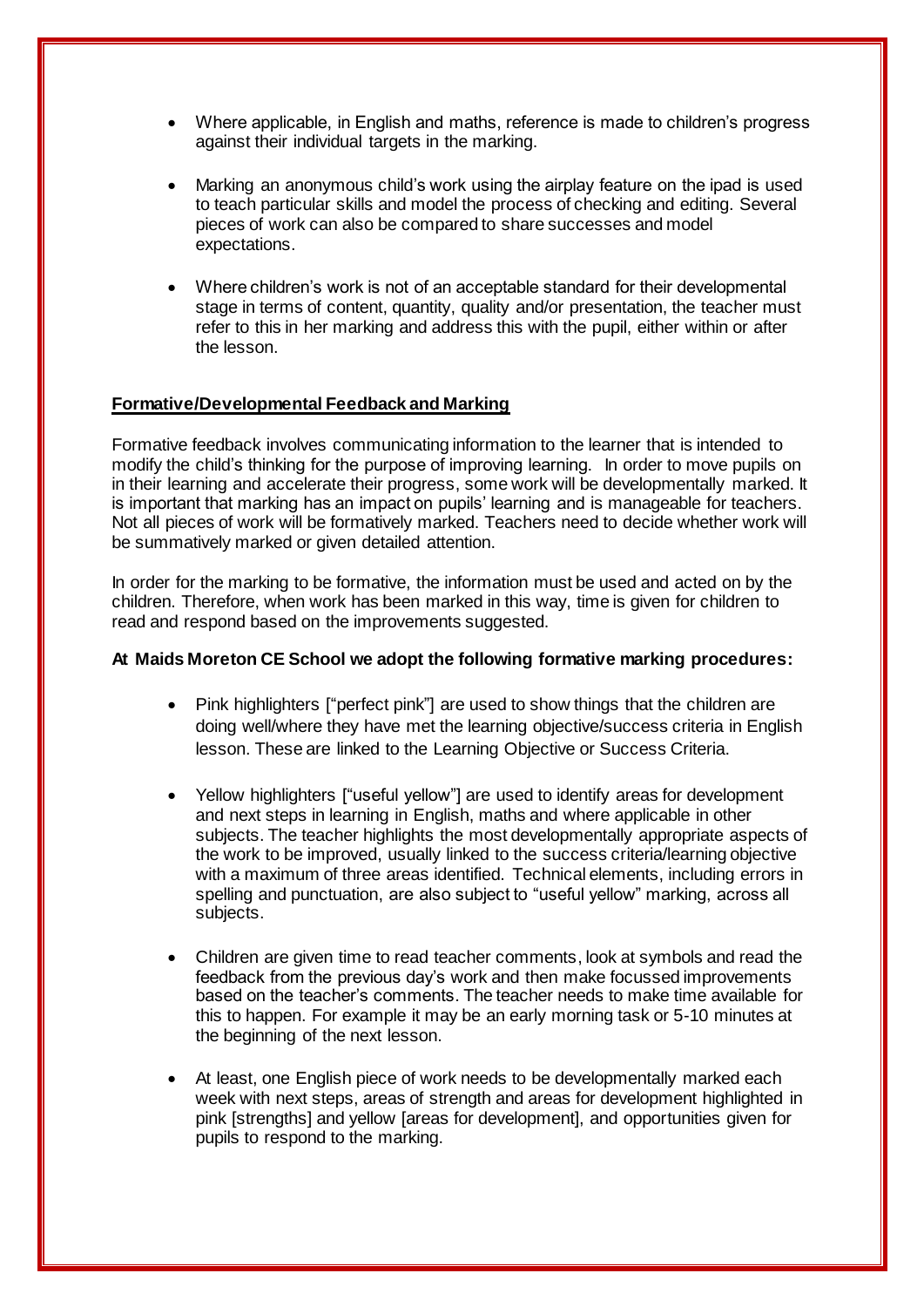- Where applicable, in English and maths, reference is made to children's progress against their individual targets in the marking.

- Marking an anonymous child's work using the airplay feature on the ipad is used to teach particular skills and model the process of checking and editing. Several pieces of work can also be compared to share successes and model expectations.

- Where children's work is not of an acceptable standard for their developmental stage in terms of content, quantity, quality and/or presentation, the teacher must refer to this in her marking and address this with the pupil, either within or after the lesson.

**Formative/Developmental Feedback and Marking**

Formative feedback involves communicating information to the learner that is intended to modify the child's thinking for the purpose of improving learning. In order to move pupils on in their learning and accelerate their progress, some work will be developmentally marked. It is important that marking has an impact on pupils' learning and is manageable for teachers. Not all pieces of work will be formatively marked. Teachers need to decide whether work will be summatively marked or given detailed attention.

In order for the marking to be formative, the information must be used and acted on by the children. Therefore, when work has been marked in this way, time is given for children to read and respond based on the improvements suggested.

**At Maids Moreton CE School we adopt the following formative marking procedures:**

- Pink highlighters ["perfect pink"] are used to show things that the children are doing well/where they have met the learning objective/success criteria in English lesson. These are linked to the Learning Objective or Success Criteria.

- Yellow highlighters ["useful yellow"] are used to identify areas for development and next steps in learning in English, maths and where applicable in other subjects. The teacher highlights the most developmentally appropriate aspects of the work to be improved, usually linked to the success criteria/learning objective with a maximum of three areas identified. Technical elements, including errors in spelling and punctuation, are also subject to "useful yellow" marking, across all subjects.

- Children are given time to read teacher comments, look at symbols and read the feedback from the previous day's work and then make focussed improvements based on the teacher's comments. The teacher needs to make time available for this to happen. For example it may be an early morning task or 5-10 minutes at the beginning of the next lesson.

- At least, one English piece of work needs to be developmentally marked each week with next steps, areas of strength and areas for development highlighted in pink [strengths] and yellow [areas for development], and opportunities given for pupils to respond to the marking.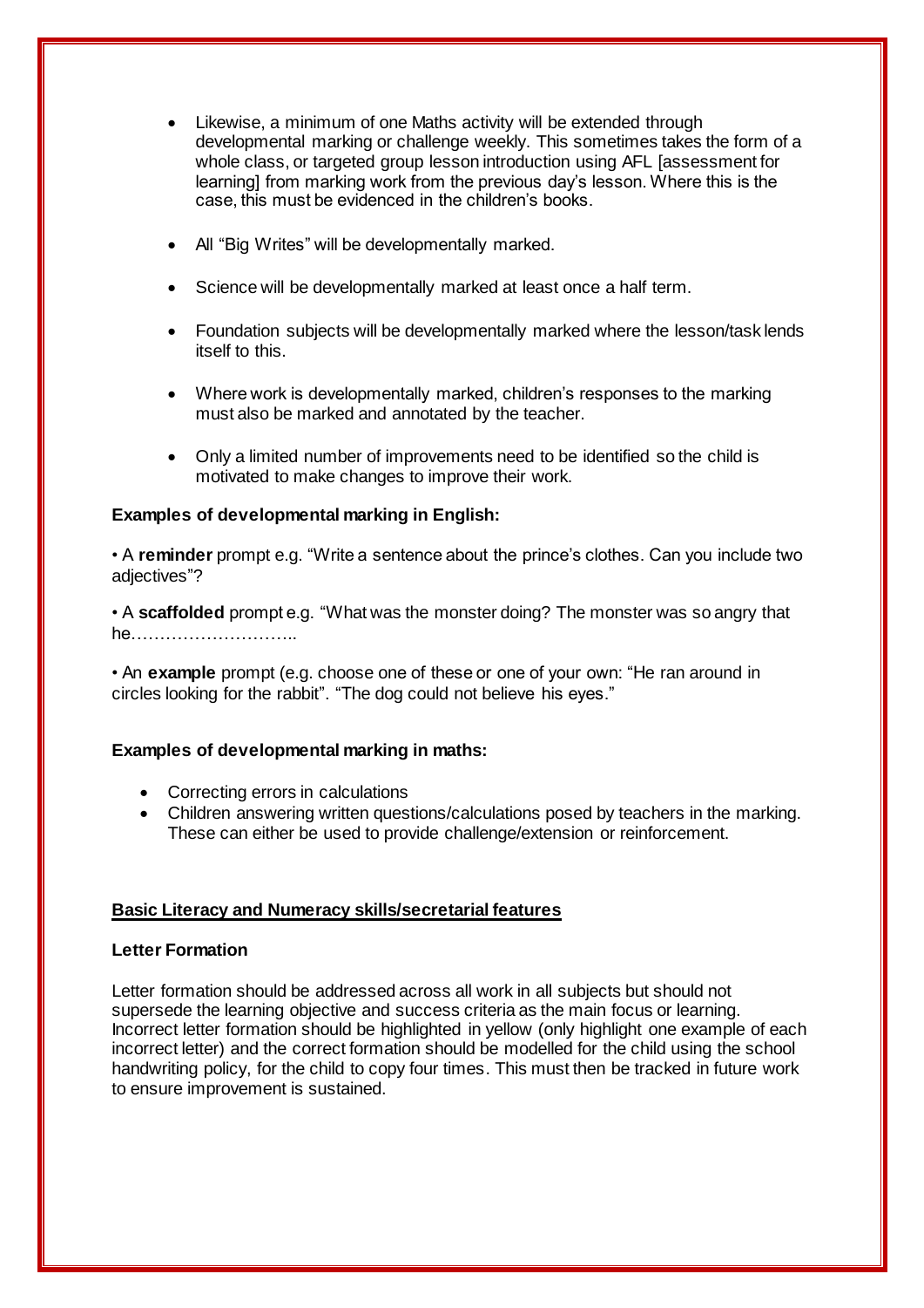- Likewise, a minimum of one Maths activity will be extended through developmental marking or challenge weekly. This sometimes takes the form of a whole class, or targeted group lesson introduction using AFL [assessment for learning] from marking work from the previous day's lesson. Where this is the case, this must be evidenced in the children's books.

- All "Big Writes" will be developmentally marked.

- Science will be developmentally marked at least once a half term.

- Foundation subjects will be developmentally marked where the lesson/task lends itself to this.

- Where work is developmentally marked, children's responses to the marking must also be marked and annotated by the teacher.

- Only a limited number of improvements need to be identified so the child is motivated to make changes to improve their work.

**Examples of developmental marking in English:**

• A **reminder** prompt e.g. "Write a sentence about the prince's clothes. Can you include two adjectives"?

• A **scaffolded** prompt e.g. "What was the monster doing? The monster was so angry that he………………………..

• An **example** prompt (e.g. choose one of these or one of your own: "He ran around in circles looking for the rabbit". "The dog could not believe his eyes."

**Examples of developmental marking in maths:**

- Correcting errors in calculations
- Children answering written questions/calculations posed by teachers in the marking. These can either be used to provide challenge/extension or reinforcement.

**<u>Basic Literacy and Numeracy skills/secretarial features</u>**

**Letter Formation**

Letter formation should be addressed across all work in all subjects but should not supersede the learning objective and success criteria as the main focus or learning. Incorrect letter formation should be highlighted in yellow (only highlight one example of each incorrect letter) and the correct formation should be modelled for the child using the school handwriting policy, for the child to copy four times. This must then be tracked in future work to ensure improvement is sustained.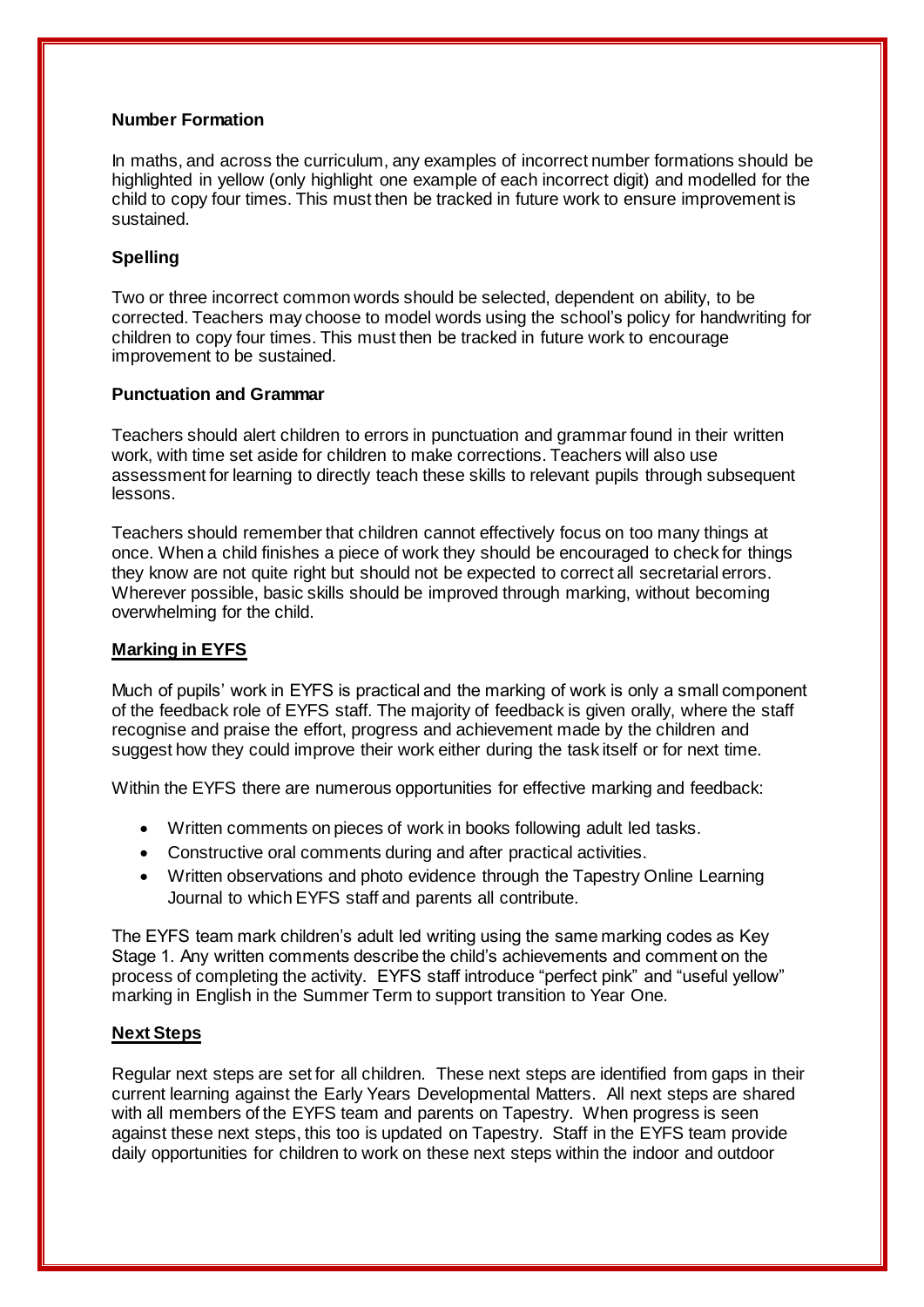**Number Formation**

In maths, and across the curriculum, any examples of incorrect number formations should be highlighted in yellow (only highlight one example of each incorrect digit) and modelled for the child to copy four times. This must then be tracked in future work to ensure improvement is sustained.

**Spelling**

Two or three incorrect common words should be selected, dependent on ability, to be corrected. Teachers may choose to model words using the school's policy for handwriting for children to copy four times. This must then be tracked in future work to encourage improvement to be sustained.

**Punctuation and Grammar**

Teachers should alert children to errors in punctuation and grammar found in their written work, with time set aside for children to make corrections. Teachers will also use assessment for learning to directly teach these skills to relevant pupils through subsequent lessons.

Teachers should remember that children cannot effectively focus on too many things at once. When a child finishes a piece of work they should be encouraged to check for things they know are not quite right but should not be expected to correct all secretarial errors. Wherever possible, basic skills should be improved through marking, without becoming overwhelming for the child.

**Marking in EYFS**

Much of pupils' work in EYFS is practical and the marking of work is only a small component of the feedback role of EYFS staff. The majority of feedback is given orally, where the staff recognise and praise the effort, progress and achievement made by the children and suggest how they could improve their work either during the task itself or for next time.

Within the EYFS there are numerous opportunities for effective marking and feedback:

- Written comments on pieces of work in books following adult led tasks.
- Constructive oral comments during and after practical activities.
- Written observations and photo evidence through the Tapestry Online Learning Journal to which EYFS staff and parents all contribute.

The EYFS team mark children's adult led writing using the same marking codes as Key Stage 1. Any written comments describe the child's achievements and comment on the process of completing the activity. EYFS staff introduce "perfect pink" and "useful yellow" marking in English in the Summer Term to support transition to Year One.

**Next Steps**

Regular next steps are set for all children. These next steps are identified from gaps in their current learning against the Early Years Developmental Matters. All next steps are shared with all members of the EYFS team and parents on Tapestry. When progress is seen against these next steps, this too is updated on Tapestry. Staff in the EYFS team provide daily opportunities for children to work on these next steps within the indoor and outdoor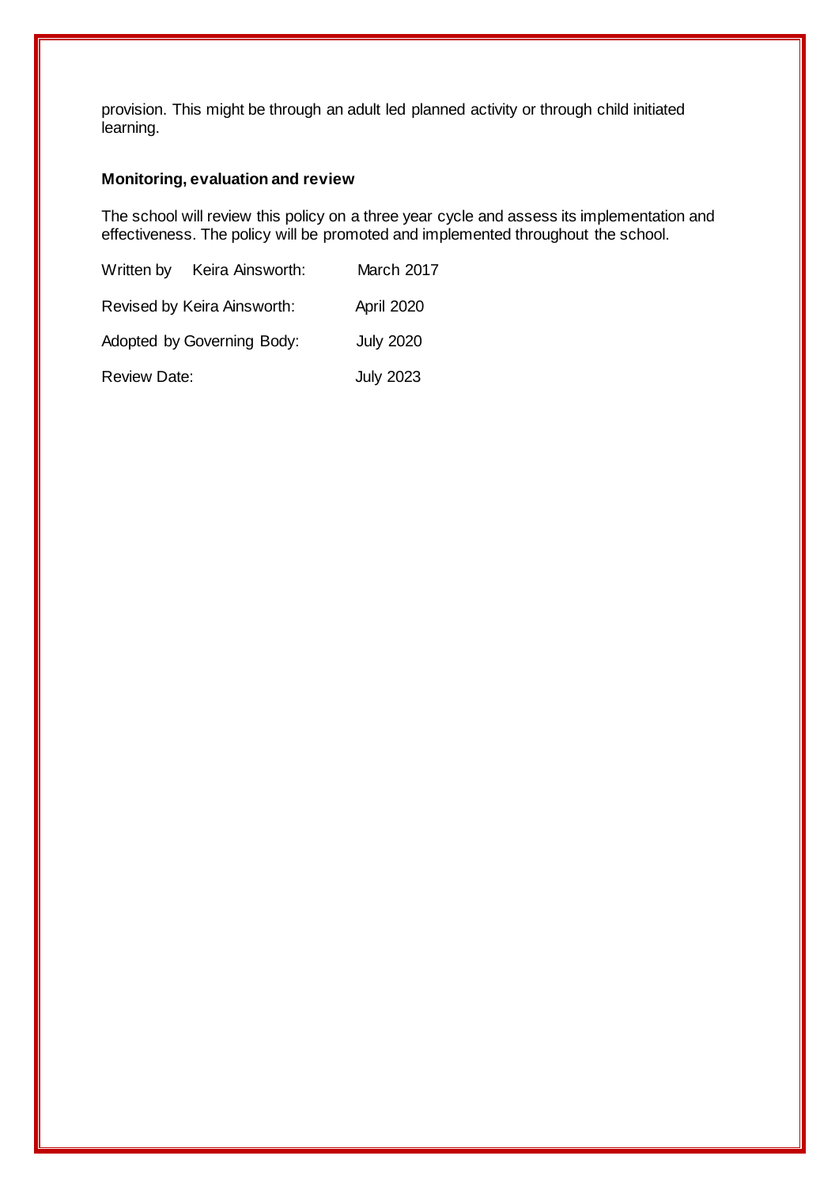provision. This might be through an adult led planned activity or through child initiated learning.

**Monitoring, evaluation and review**

The school will review this policy on a three year cycle and assess its implementation and effectiveness. The policy will be promoted and implemented throughout the school.

| | |
|---|---|
| Written by Keira Ainsworth: | March 2017 |
| Revised by Keira Ainsworth: | April 2020 |
| Adopted by Governing Body: | July 2020 |
| Review Date: | July 2023 |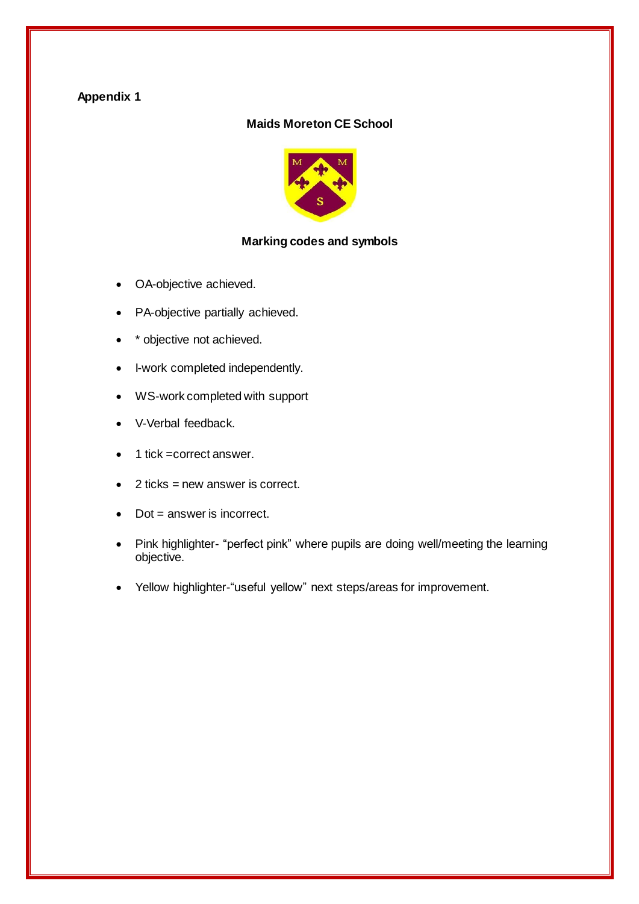**Appendix 1**

## Maids Moreton CE School

### Marking codes and symbols

- OA-objective achieved.
- PA-objective partially achieved.
- * objective not achieved.
- I-work completed independently.
- WS-work completed with support
- V-Verbal feedback.
- 1 tick =correct answer.
- 2 ticks = new answer is correct.
- Dot = answer is incorrect.
- Pink highlighter- “perfect pink” where pupils are doing well/meeting the learning objective.
- Yellow highlighter-“useful yellow” next steps/areas for improvement.